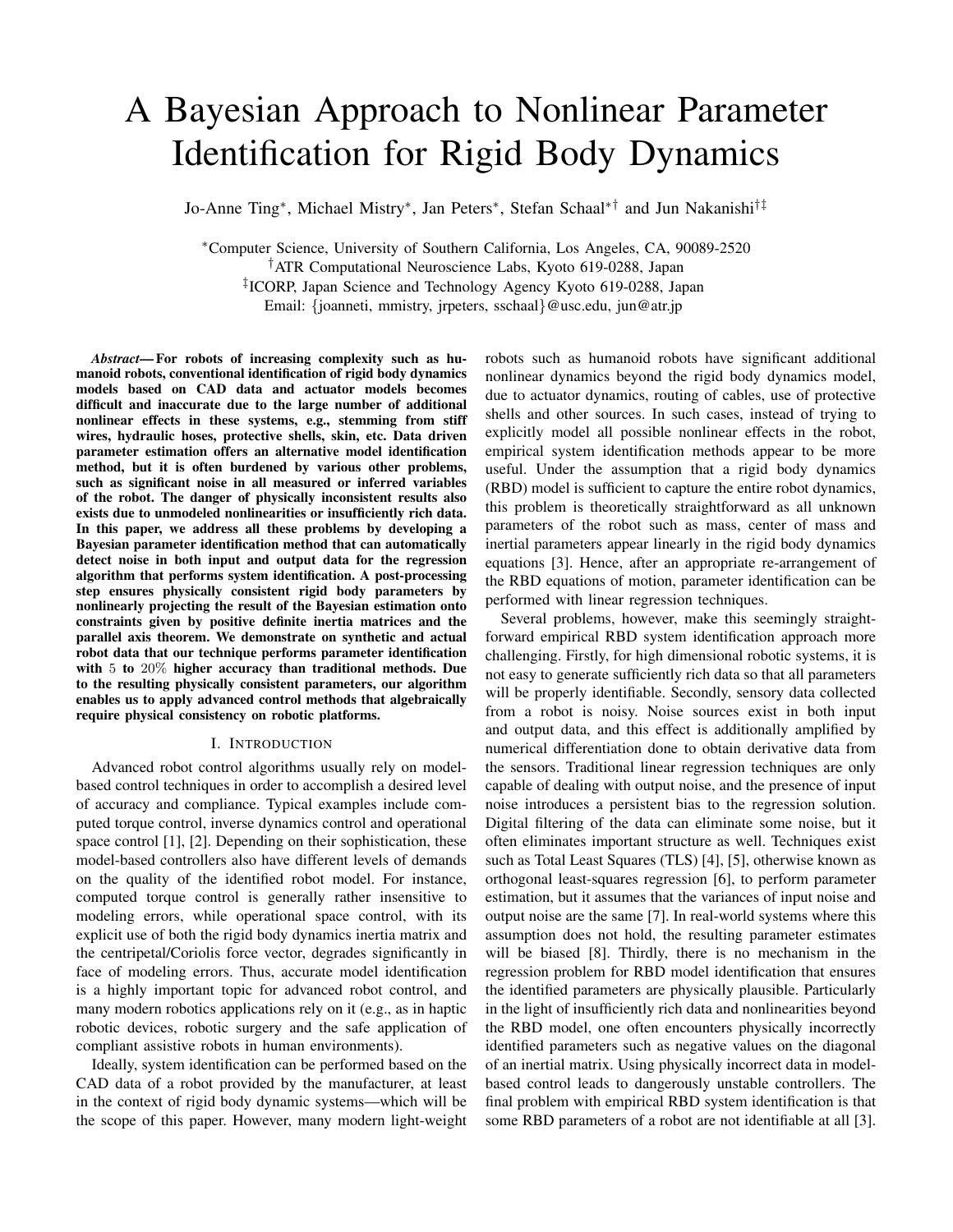# A Bayesian Approach to Nonlinear Parameter Identification for Rigid Body Dynamics

Jo-Anne Ting[*], Michael Mistry[*], Jan Peters[*], Stefan Schaal[*†] and Jun Nakanishi[†‡]

[*]Computer Science, University of Southern California, Los Angeles, CA, 90089-2520
[†]ATR Computational Neuroscience Labs, Kyoto 619-0288, Japan
[‡]ICORP, Japan Science and Technology Agency Kyoto 619-0288, Japan
Email: {joanneti, mmistry, jrpeters, sschaal}@usc.edu, jun@atr.jp

***Abstract*— For robots of increasing complexity such as humanoid robots, conventional identification of rigid body dynamics models based on CAD data and actuator models becomes difficult and inaccurate due to the large number of additional nonlinear effects in these systems, e.g., stemming from stiff wires, hydraulic hoses, protective shells, skin, etc. Data driven parameter estimation offers an alternative model identification method, but it is often burdened by various other problems, such as significant noise in all measured or inferred variables of the robot. The danger of physically inconsistent results also exists due to unmodeled nonlinearities or insufficiently rich data. In this paper, we address all these problems by developing a Bayesian parameter identification method that can automatically detect noise in both input and output data for the regression algorithm that performs system identification. A post-processing step ensures physically consistent rigid body parameters by nonlinearly projecting the result of the Bayesian estimation onto constraints given by positive definite inertia matrices and the parallel axis theorem. We demonstrate on synthetic and actual robot data that our technique performs parameter identification with $5$ to $20\%$ higher accuracy than traditional methods. Due to the resulting physically consistent parameters, our algorithm enables us to apply advanced control methods that algebraically require physical consistency on robotic platforms.**

## I. Introduction

Advanced robot control algorithms usually rely on model-based control techniques in order to accomplish a desired level of accuracy and compliance. Typical examples include computed torque control, inverse dynamics control and operational space control [1], [2]. Depending on their sophistication, these model-based controllers also have different levels of demands on the quality of the identified robot model. For instance, computed torque control is generally rather insensitive to modeling errors, while operational space control, with its explicit use of both the rigid body dynamics inertia matrix and the centripetal/Coriolis force vector, degrades significantly in face of modeling errors. Thus, accurate model identification is a highly important topic for advanced robot control, and many modern robotics applications rely on it (e.g., as in haptic robotic devices, robotic surgery and the safe application of compliant assistive robots in human environments).

Ideally, system identification can be performed based on the CAD data of a robot provided by the manufacturer, at least in the context of rigid body dynamic systems—which will be the scope of this paper. However, many modern light-weight robots such as humanoid robots have significant additional nonlinear dynamics beyond the rigid body dynamics model, due to actuator dynamics, routing of cables, use of protective shells and other sources. In such cases, instead of trying to explicitly model all possible nonlinear effects in the robot, empirical system identification methods appear to be more useful. Under the assumption that a rigid body dynamics (RBD) model is sufficient to capture the entire robot dynamics, this problem is theoretically straightforward as all unknown parameters of the robot such as mass, center of mass and inertial parameters appear linearly in the rigid body dynamics equations [3]. Hence, after an appropriate re-arrangement of the RBD equations of motion, parameter identification can be performed with linear regression techniques.

Several problems, however, make this seemingly straightforward empirical RBD system identification approach more challenging. Firstly, for high dimensional robotic systems, it is not easy to generate sufficiently rich data so that all parameters will be properly identifiable. Secondly, sensory data collected from a robot is noisy. Noise sources exist in both input and output data, and this effect is additionally amplified by numerical differentiation done to obtain derivative data from the sensors. Traditional linear regression techniques are only capable of dealing with output noise, and the presence of input noise introduces a persistent bias to the regression solution. Digital filtering of the data can eliminate some noise, but it often eliminates important structure as well. Techniques exist such as Total Least Squares (TLS) [4], [5], otherwise known as orthogonal least-squares regression [6], to perform parameter estimation, but it assumes that the variances of input noise and output noise are the same [7]. In real-world systems where this assumption does not hold, the resulting parameter estimates will be biased [8]. Thirdly, there is no mechanism in the regression problem for RBD model identification that ensures the identified parameters are physically plausible. Particularly in the light of insufficiently rich data and nonlinearities beyond the RBD model, one often encounters physically incorrectly identified parameters such as negative values on the diagonal of an inertial matrix. Using physically incorrect data in model-based control leads to dangerously unstable controllers. The final problem with empirical RBD system identification is that some RBD parameters of a robot are not identifiable at all [3].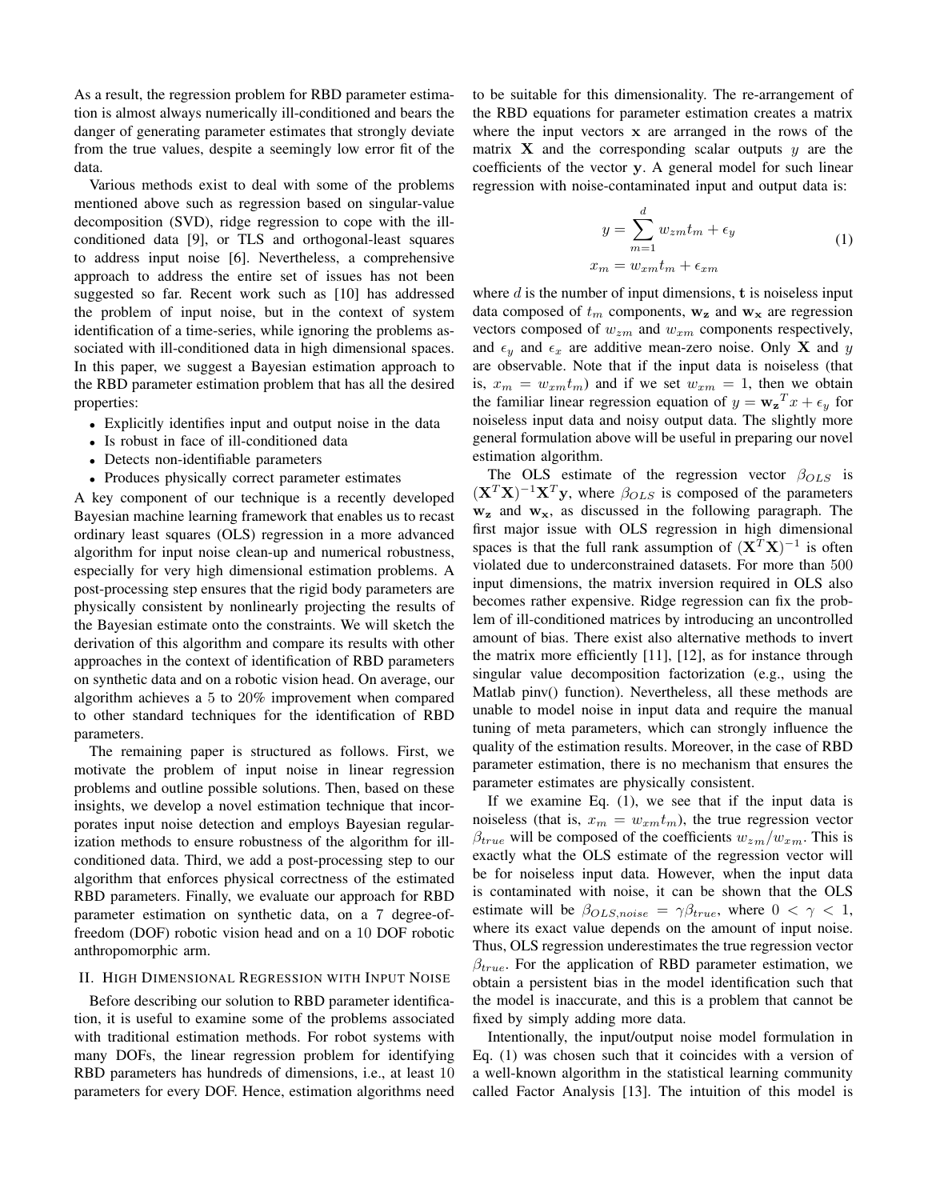As a result, the regression problem for RBD parameter estimation is almost always numerically ill-conditioned and bears the danger of generating parameter estimates that strongly deviate from the true values, despite a seemingly low error fit of the data.

Various methods exist to deal with some of the problems mentioned above such as regression based on singular-value decomposition (SVD), ridge regression to cope with the ill-conditioned data [9], or TLS and orthogonal-least squares to address input noise [6]. Nevertheless, a comprehensive approach to address the entire set of issues has not been suggested so far. Recent work such as [10] has addressed the problem of input noise, but in the context of system identification of a time-series, while ignoring the problems associated with ill-conditioned data in high dimensional spaces. In this paper, we suggest a Bayesian estimation approach to the RBD parameter estimation problem that has all the desired properties:

- Explicitly identifies input and output noise in the data
- Is robust in face of ill-conditioned data
- Detects non-identifiable parameters
- Produces physically correct parameter estimates

A key component of our technique is a recently developed Bayesian machine learning framework that enables us to recast ordinary least squares (OLS) regression in a more advanced algorithm for input noise clean-up and numerical robustness, especially for very high dimensional estimation problems. A post-processing step ensures that the rigid body parameters are physically consistent by nonlinearly projecting the results of the Bayesian estimate onto the constraints. We will sketch the derivation of this algorithm and compare its results with other approaches in the context of identification of RBD parameters on synthetic data and on a robotic vision head. On average, our algorithm achieves a 5 to 20% improvement when compared to other standard techniques for the identification of RBD parameters.

The remaining paper is structured as follows. First, we motivate the problem of input noise in linear regression problems and outline possible solutions. Then, based on these insights, we develop a novel estimation technique that incorporates input noise detection and employs Bayesian regularization methods to ensure robustness of the algorithm for ill-conditioned data. Third, we add a post-processing step to our algorithm that enforces physical correctness of the estimated RBD parameters. Finally, we evaluate our approach for RBD parameter estimation on synthetic data, on a 7 degree-of-freedom (DOF) robotic vision head and on a 10 DOF robotic anthropomorphic arm.

## II. High Dimensional Regression with Input Noise

Before describing our solution to RBD parameter identification, it is useful to examine some of the problems associated with traditional estimation methods. For robot systems with many DOFs, the linear regression problem for identifying RBD parameters has hundreds of dimensions, i.e., at least 10 parameters for every DOF. Hence, estimation algorithms need to be suitable for this dimensionality. The re-arrangement of the RBD equations for parameter estimation creates a matrix where the input vectors $\mathbf{x}$ are arranged in the rows of the matrix $\mathbf{X}$ and the corresponding scalar outputs $y$ are the coefficients of the vector $\mathbf{y}$. A general model for such linear regression with noise-contaminated input and output data is:

$$
\begin{aligned}
y &= \sum_{m=1}^{d} w_{zm} t_m + \epsilon_y \\
x_m &= w_{xm} t_m + \epsilon_{xm}
\end{aligned}
\tag{1}
$$

where $d$ is the number of input dimensions, $\mathbf{t}$ is noiseless input data composed of $t_m$ components, $\mathbf{w_z}$ and $\mathbf{w_x}$ are regression vectors composed of $w_{zm}$ and $w_{xm}$ components respectively, and $\epsilon_y$ and $\epsilon_x$ are additive mean-zero noise. Only $\mathbf{X}$ and $y$ are observable. Note that if the input data is noiseless (that is, $x_m = w_{xm} t_m$) and if we set $w_{xm} = 1$, then we obtain the familiar linear regression equation of $y = \mathbf{w_z}^T x + \epsilon_y$ for noiseless input data and noisy output data. The slightly more general formulation above will be useful in preparing our novel estimation algorithm.

The OLS estimate of the regression vector $\beta_{OLS}$ is $(\mathbf{X}^T\mathbf{X})^{-1}\mathbf{X}^T\mathbf{y}$, where $\beta_{OLS}$ is composed of the parameters $\mathbf{w_z}$ and $\mathbf{w_x}$, as discussed in the following paragraph. The first major issue with OLS regression in high dimensional spaces is that the full rank assumption of $(\mathbf{X}^T\mathbf{X})^{-1}$ is often violated due to underconstrained datasets. For more than 500 input dimensions, the matrix inversion required in OLS also becomes rather expensive. Ridge regression can fix the problem of ill-conditioned matrices by introducing an uncontrolled amount of bias. There exist also alternative methods to invert the matrix more efficiently [11], [12], as for instance through singular value decomposition factorization (e.g., using the Matlab pinv() function). Nevertheless, all these methods are unable to model noise in input data and require the manual tuning of meta parameters, which can strongly influence the quality of the estimation results. Moreover, in the case of RBD parameter estimation, there is no mechanism that ensures the parameter estimates are physically consistent.

If we examine Eq. (1), we see that if the input data is noiseless (that is, $x_m = w_{xm} t_m$), the true regression vector $\beta_{true}$ will be composed of the coefficients $w_{zm}/w_{xm}$. This is exactly what the OLS estimate of the regression vector will be for noiseless input data. However, when the input data is contaminated with noise, it can be shown that the OLS estimate will be $\beta_{OLS,noise} = \gamma \beta_{true}$, where $0 < \gamma < 1$, where its exact value depends on the amount of input noise. Thus, OLS regression underestimates the true regression vector $\beta_{true}$. For the application of RBD parameter estimation, we obtain a persistent bias in the model identification such that the model is inaccurate, and this is a problem that cannot be fixed by simply adding more data.

Intentionally, the input/output noise model formulation in Eq. (1) was chosen such that it coincides with a version of a well-known algorithm in the statistical learning community called Factor Analysis [13]. The intuition of this model is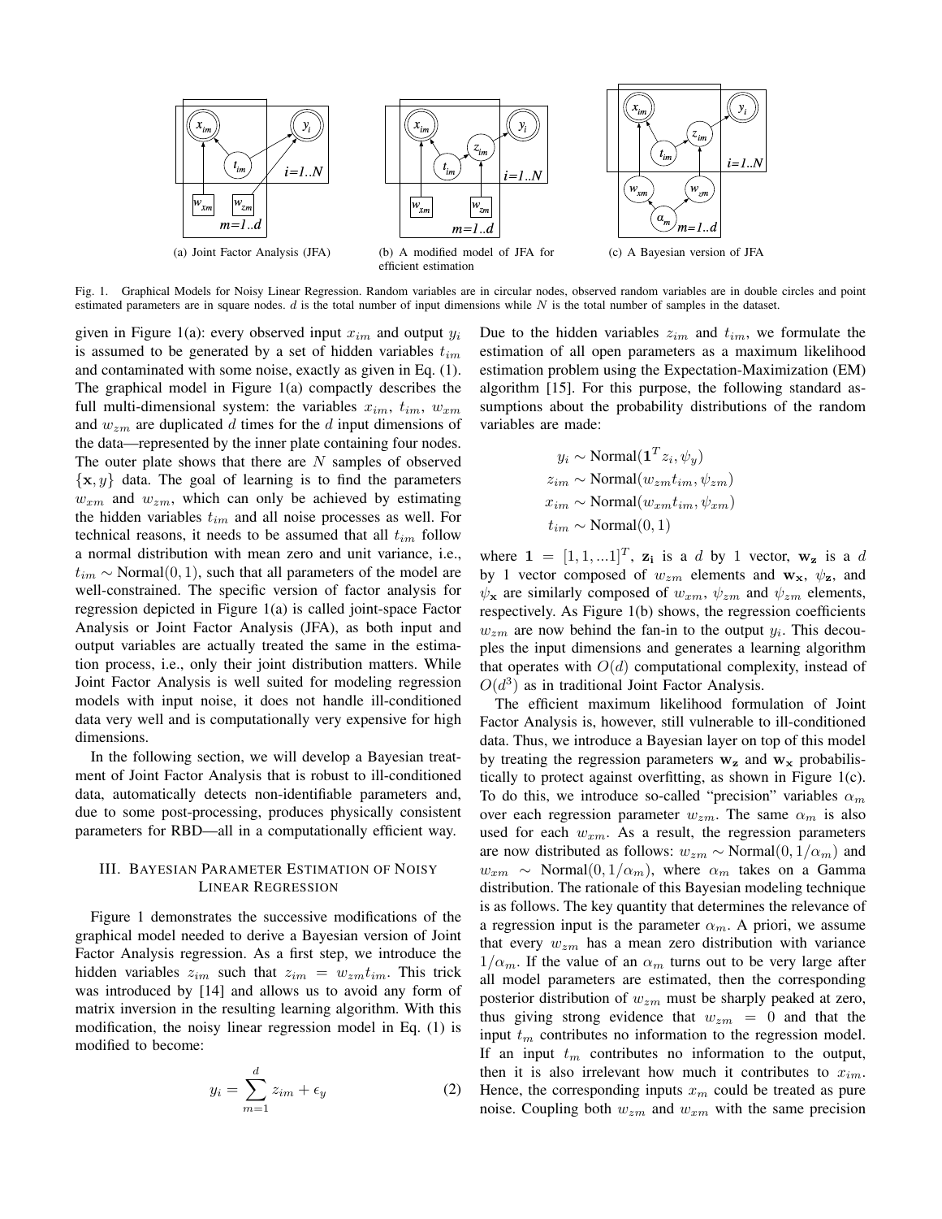(a) Joint Factor Analysis (JFA)

(b) A modified model of JFA for efficient estimation

(c) A Bayesian version of JFA

Fig. 1. Graphical Models for Noisy Linear Regression. Random variables are in circular nodes, observed random variables are in double circles and point estimated parameters are in square nodes. $d$ is the total number of input dimensions while $N$ is the total number of samples in the dataset.

given in Figure 1(a): every observed input $x_{im}$ and output $y_i$ is assumed to be generated by a set of hidden variables $t_{im}$ and contaminated with some noise, exactly as given in Eq. (1). The graphical model in Figure 1(a) compactly describes the full multi-dimensional system: the variables $x_{im}$, $t_{im}$, $w_{xm}$ and $w_{zm}$ are duplicated $d$ times for the $d$ input dimensions of the data—represented by the inner plate containing four nodes. The outer plate shows that there are $N$ samples of observed $\{\mathbf{x}, y\}$ data. The goal of learning is to find the parameters $w_{xm}$ and $w_{zm}$, which can only be achieved by estimating the hidden variables $t_{im}$ and all noise processes as well. For technical reasons, it needs to be assumed that all $t_{im}$ follow a normal distribution with mean zero and unit variance, i.e., $t_{im} \sim \text{Normal}(0, 1)$, such that all parameters of the model are well-constrained. The specific version of factor analysis for regression depicted in Figure 1(a) is called joint-space Factor Analysis or Joint Factor Analysis (JFA), as both input and output variables are actually treated the same in the estimation process, i.e., only their joint distribution matters. While Joint Factor Analysis is well suited for modeling regression models with input noise, it does not handle ill-conditioned data very well and is computationally very expensive for high dimensions.

In the following section, we will develop a Bayesian treatment of Joint Factor Analysis that is robust to ill-conditioned data, automatically detects non-identifiable parameters and, due to some post-processing, produces physically consistent parameters for RBD—all in a computationally efficient way.

## III. Bayesian Parameter Estimation of Noisy Linear Regression

Figure 1 demonstrates the successive modifications of the graphical model needed to derive a Bayesian version of Joint Factor Analysis regression. As a first step, we introduce the hidden variables $z_{im}$ such that $z_{im} = w_{zm} t_{im}$. This trick was introduced by [14] and allows us to avoid any form of matrix inversion in the resulting learning algorithm. With this modification, the noisy linear regression model in Eq. (1) is modified to become:

$$y_i = \sum_{m=1}^{d} z_{im} + \epsilon_y \tag{2}$$

Due to the hidden variables $z_{im}$ and $t_{im}$, we formulate the estimation of all open parameters as a maximum likelihood estimation problem using the Expectation-Maximization (EM) algorithm [15]. For this purpose, the following standard assumptions about the probability distributions of the random variables are made:

$$
\begin{aligned}
y_i &\sim \text{Normal}(\mathbf{1}^T z_i, \psi_y) \\
z_{im} &\sim \text{Normal}(w_{zm} t_{im}, \psi_{zm}) \\
x_{im} &\sim \text{Normal}(w_{xm} t_{im}, \psi_{xm}) \\
t_{im} &\sim \text{Normal}(0, 1)
\end{aligned}
$$

where $\mathbf{1} = [1, 1, ...1]^T$, $\mathbf{z_i}$ is a $d$ by 1 vector, $\mathbf{w_z}$ is a $d$ by 1 vector composed of $w_{zm}$ elements and $\mathbf{w_x}$, $\psi_\mathbf{z}$, and $\psi_\mathbf{x}$ are similarly composed of $w_{xm}$, $\psi_{zm}$ and $\psi_{zm}$ elements, respectively. As Figure 1(b) shows, the regression coefficients $w_{zm}$ are now behind the fan-in to the output $y_i$. This decouples the input dimensions and generates a learning algorithm that operates with $O(d)$ computational complexity, instead of $O(d^3)$ as in traditional Joint Factor Analysis.

The efficient maximum likelihood formulation of Joint Factor Analysis is, however, still vulnerable to ill-conditioned data. Thus, we introduce a Bayesian layer on top of this model by treating the regression parameters $\mathbf{w_z}$ and $\mathbf{w_x}$ probabilistically to protect against overfitting, as shown in Figure 1(c). To do this, we introduce so-called "precision" variables $\alpha_m$ over each regression parameter $w_{zm}$. The same $\alpha_m$ is also used for each $w_{xm}$. As a result, the regression parameters are now distributed as follows: $w_{zm} \sim \text{Normal}(0, 1/\alpha_m)$ and $w_{xm} \sim \text{Normal}(0, 1/\alpha_m)$, where $\alpha_m$ takes on a Gamma distribution. The rationale of this Bayesian modeling technique is as follows. The key quantity that determines the relevance of a regression input is the parameter $\alpha_m$. A priori, we assume that every $w_{zm}$ has a mean zero distribution with variance $1/\alpha_m$. If the value of an $\alpha_m$ turns out to be very large after all model parameters are estimated, then the corresponding posterior distribution of $w_{zm}$ must be sharply peaked at zero, thus giving strong evidence that $w_{zm} = 0$ and that the input $t_m$ contributes no information to the regression model. If an input $t_m$ contributes no information to the output, then it is also irrelevant how much it contributes to $x_{im}$. Hence, the corresponding inputs $x_m$ could be treated as pure noise. Coupling both $w_{zm}$ and $w_{xm}$ with the same precision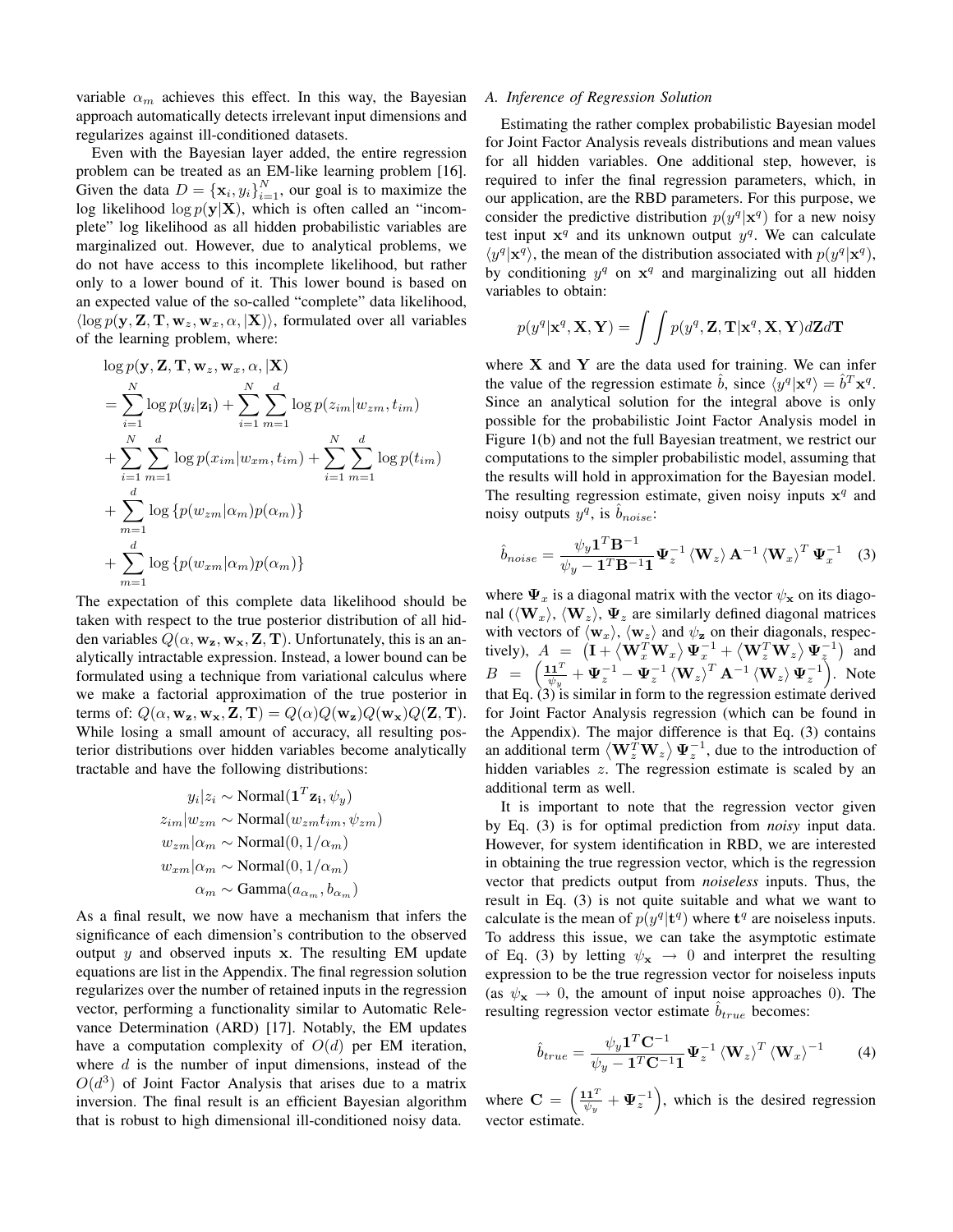variable $\alpha_m$ achieves this effect. In this way, the Bayesian approach automatically detects irrelevant input dimensions and regularizes against ill-conditioned datasets.

Even with the Bayesian layer added, the entire regression problem can be treated as an EM-like learning problem [16]. Given the data $D = \{\mathbf{x}_i, y_i\}_{i=1}^N$, our goal is to maximize the log likelihood $\log p(\mathbf{y}|\mathbf{X})$, which is often called an "incomplete" log likelihood as all hidden probabilistic variables are marginalized out. However, due to analytical problems, we do not have access to this incomplete likelihood, but rather only to a lower bound of it. This lower bound is based on an expected value of the so-called "complete" data likelihood, $\langle \log p(\mathbf{y}, \mathbf{Z}, \mathbf{T}, \mathbf{w}_z, \mathbf{w}_x, \alpha, |\mathbf{X}) \rangle$, formulated over all variables of the learning problem, where:

$$
\begin{aligned}
&\log p(\mathbf{y}, \mathbf{Z}, \mathbf{T}, \mathbf{w}_z, \mathbf{w}_x, \alpha, |\mathbf{X}) \\
&= \sum_{i=1}^{N} \log p(y_i|\mathbf{z_i}) + \sum_{i=1}^{N}\sum_{m=1}^{d} \log p(z_{im}|w_{zm}, t_{im}) \\
&+ \sum_{i=1}^{N}\sum_{m=1}^{d} \log p(x_{im}|w_{xm}, t_{im}) + \sum_{i=1}^{N}\sum_{m=1}^{d} \log p(t_{im}) \\
&+ \sum_{m=1}^{d} \log \{p(w_{zm}|\alpha_m)p(\alpha_m)\} \\
&+ \sum_{m=1}^{d} \log \{p(w_{xm}|\alpha_m)p(\alpha_m)\}
\end{aligned}
$$

The expectation of this complete data likelihood should be taken with respect to the true posterior distribution of all hidden variables $Q(\alpha, \mathbf{w_z}, \mathbf{w_x}, \mathbf{Z}, \mathbf{T})$. Unfortunately, this is an analytically intractable expression. Instead, a lower bound can be formulated using a technique from variational calculus where we make a factorial approximation of the true posterior in terms of: $Q(\alpha, \mathbf{w_z}, \mathbf{w_x}, \mathbf{Z}, \mathbf{T}) = Q(\alpha)Q(\mathbf{w_z})Q(\mathbf{w_x})Q(\mathbf{Z}, \mathbf{T})$. While losing a small amount of accuracy, all resulting posterior distributions over hidden variables become analytically tractable and have the following distributions:

$$
\begin{aligned}
y_i|z_i &\sim \text{Normal}(\mathbf{1}^T\mathbf{z_i}, \psi_y) \\
z_{im}|w_{zm} &\sim \text{Normal}(w_{zm}t_{im}, \psi_{zm}) \\
w_{zm}|\alpha_m &\sim \text{Normal}(0, 1/\alpha_m) \\
w_{xm}|\alpha_m &\sim \text{Normal}(0, 1/\alpha_m) \\
\alpha_m &\sim \text{Gamma}(a_{\alpha_m}, b_{\alpha_m})
\end{aligned}
$$

As a final result, we now have a mechanism that infers the significance of each dimension's contribution to the observed output $y$ and observed inputs $\mathbf{x}$. The resulting EM update equations are list in the Appendix. The final regression solution regularizes over the number of retained inputs in the regression vector, performing a functionality similar to Automatic Relevance Determination (ARD) [17]. Notably, the EM updates have a computation complexity of $O(d)$ per EM iteration, where $d$ is the number of input dimensions, instead of the $O(d^3)$ of Joint Factor Analysis that arises due to a matrix inversion. The final result is an efficient Bayesian algorithm that is robust to high dimensional ill-conditioned noisy data.

### A. Inference of Regression Solution

Estimating the rather complex probabilistic Bayesian model for Joint Factor Analysis reveals distributions and mean values for all hidden variables. One additional step, however, is required to infer the final regression parameters, which, in our application, are the RBD parameters. For this purpose, we consider the predictive distribution $p(y^q|\mathbf{x}^q)$ for a new noisy test input $\mathbf{x}^q$ and its unknown output $y^q$. We can calculate $\langle y^q|\mathbf{x}^q \rangle$, the mean of the distribution associated with $p(y^q|\mathbf{x}^q)$, by conditioning $y^q$ on $\mathbf{x}^q$ and marginalizing out all hidden variables to obtain:

$$
p(y^q|\mathbf{x}^q, \mathbf{X}, \mathbf{Y}) = \int\int p(y^q, \mathbf{Z}, \mathbf{T}|\mathbf{x}^q, \mathbf{X}, \mathbf{Y}) d\mathbf{Z} d\mathbf{T}
$$

where $\mathbf{X}$ and $\mathbf{Y}$ are the data used for training. We can infer the value of the regression estimate $\hat{b}$, since $\langle y^q|\mathbf{x}^q \rangle = \hat{b}^T\mathbf{x}^q$. Since an analytical solution for the integral above is only possible for the probabilistic Joint Factor Analysis model in Figure 1(b) and not the full Bayesian treatment, we restrict our computations to the simpler probabilistic model, assuming that the results will hold in approximation for the Bayesian model. The resulting regression estimate, given noisy inputs $\mathbf{x}^q$ and noisy outputs $y^q$, is $\hat{b}_{noise}$:

$$
\hat{b}_{noise} = \frac{\psi_y \mathbf{1}^T\mathbf{B}^{-1}}{\psi_y - \mathbf{1}^T\mathbf{B}^{-1}\mathbf{1}} \mathbf{\Psi}_z^{-1} \langle \mathbf{W}_z \rangle \mathbf{A}^{-1} \langle \mathbf{W}_x \rangle^T \mathbf{\Psi}_x^{-1} \quad (3)
$$

where $\mathbf{\Psi}_x$ is a diagonal matrix with the vector $\psi_\mathbf{x}$ on its diagonal ($\langle \mathbf{W}_x \rangle$, $\langle \mathbf{W}_z \rangle$, $\mathbf{\Psi}_z$ are similarly defined diagonal matrices with vectors of $\langle \mathbf{w}_x \rangle$, $\langle \mathbf{w}_z \rangle$ and $\psi_\mathbf{z}$ on their diagonals, respectively), $A = \left(\mathbf{I} + \left\langle \mathbf{W}_x^T\mathbf{W}_x \right\rangle \mathbf{\Psi}_x^{-1} + \left\langle \mathbf{W}_z^T\mathbf{W}_z \right\rangle \mathbf{\Psi}_z^{-1}\right)$ and $B = \left(\frac{\mathbf{1}\mathbf{1}^T}{\psi_y} + \mathbf{\Psi}_z^{-1} - \mathbf{\Psi}_z^{-1} \langle \mathbf{W}_z \rangle^T \mathbf{A}^{-1} \langle \mathbf{W}_z \rangle \mathbf{\Psi}_z^{-1}\right)$. Note that Eq. (3) is similar in form to the regression estimate derived for Joint Factor Analysis regression (which can be found in the Appendix). The major difference is that Eq. (3) contains an additional term $\left\langle \mathbf{W}_z^T\mathbf{W}_z \right\rangle \mathbf{\Psi}_z^{-1}$, due to the introduction of hidden variables $z$. The regression estimate is scaled by an additional term as well.

It is important to note that the regression vector given by Eq. (3) is for optimal prediction from *noisy* input data. However, for system identification in RBD, we are interested in obtaining the true regression vector, which is the regression vector that predicts output from *noiseless* inputs. Thus, the result in Eq. (3) is not quite suitable and what we want to calculate is the mean of $p(y^q|\mathbf{t}^q)$ where $\mathbf{t}^q$ are noiseless inputs. To address this issue, we can take the asymptotic estimate of Eq. (3) by letting $\psi_\mathbf{x} \rightarrow 0$ and interpret the resulting expression to be the true regression vector for noiseless inputs (as $\psi_\mathbf{x} \rightarrow 0$, the amount of input noise approaches 0). The resulting regression vector estimate $\hat{b}_{true}$ becomes:

$$
\hat{b}_{true} = \frac{\psi_y \mathbf{1}^T\mathbf{C}^{-1}}{\psi_y - \mathbf{1}^T\mathbf{C}^{-1}\mathbf{1}} \mathbf{\Psi}_z^{-1} \langle \mathbf{W}_z \rangle^T \langle \mathbf{W}_x \rangle^{-1} \quad (4)
$$

where $\mathbf{C} = \left(\frac{\mathbf{1}\mathbf{1}^T}{\psi_y} + \mathbf{\Psi}_z^{-1}\right)$, which is the desired regression vector estimate.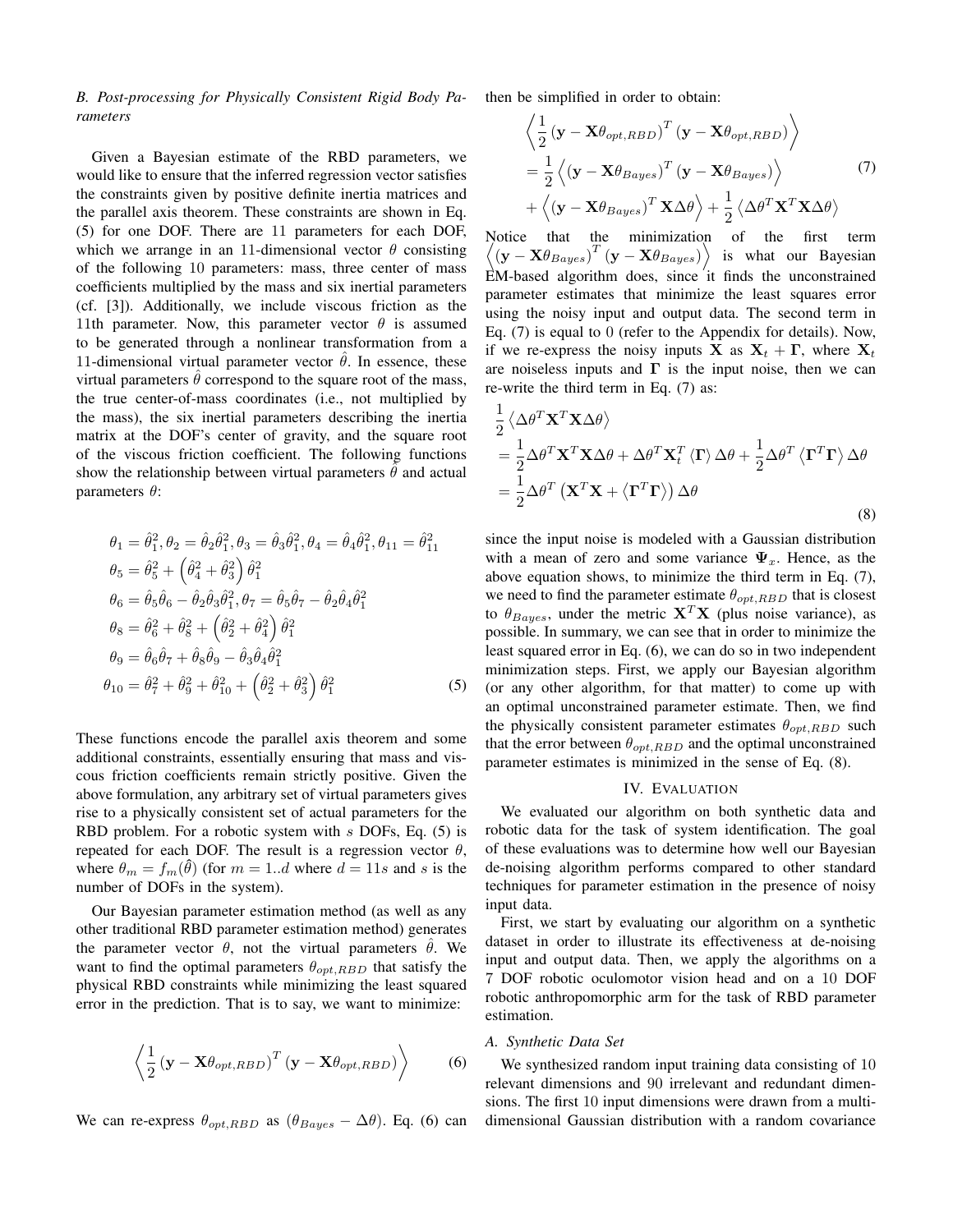### B. Post-processing for Physically Consistent Rigid Body Parameters

Given a Bayesian estimate of the RBD parameters, we would like to ensure that the inferred regression vector satisfies the constraints given by positive definite inertia matrices and the parallel axis theorem. These constraints are shown in Eq. (5) for one DOF. There are 11 parameters for each DOF, which we arrange in an 11-dimensional vector $\theta$ consisting of the following 10 parameters: mass, three center of mass coefficients multiplied by the mass and six inertial parameters (cf. [3]). Additionally, we include viscous friction as the 11th parameter. Now, this parameter vector $\theta$ is assumed to be generated through a nonlinear transformation from a 11-dimensional virtual parameter vector $\hat{\theta}$. In essence, these virtual parameters $\hat{\theta}$ correspond to the square root of the mass, the true center-of-mass coordinates (i.e., not multiplied by the mass), the six inertial parameters describing the inertia matrix at the DOF's center of gravity, and the square root of the viscous friction coefficient. The following functions show the relationship between virtual parameters $\hat{\theta}$ and actual parameters $\theta$:

$$
\begin{aligned}
\theta_1 &= \hat{\theta}_1^2, \theta_2 = \hat{\theta}_2\hat{\theta}_1^2, \theta_3 = \hat{\theta}_3\hat{\theta}_1^2, \theta_4 = \hat{\theta}_4\hat{\theta}_1^2, \theta_{11} = \hat{\theta}_{11}^2 \\
\theta_5 &= \hat{\theta}_5^2 + \left(\hat{\theta}_4^2 + \hat{\theta}_3^2\right)\hat{\theta}_1^2 \\
\theta_6 &= \hat{\theta}_5\hat{\theta}_6 - \hat{\theta}_2\hat{\theta}_3\hat{\theta}_1^2, \theta_7 = \hat{\theta}_5\hat{\theta}_7 - \hat{\theta}_2\hat{\theta}_4\hat{\theta}_1^2 \\
\theta_8 &= \hat{\theta}_6^2 + \hat{\theta}_8^2 + \left(\hat{\theta}_2^2 + \hat{\theta}_4^2\right)\hat{\theta}_1^2 \\
\theta_9 &= \hat{\theta}_6\hat{\theta}_7 + \hat{\theta}_8\hat{\theta}_9 - \hat{\theta}_3\hat{\theta}_4\hat{\theta}_1^2 \\
\theta_{10} &= \hat{\theta}_7^2 + \hat{\theta}_9^2 + \hat{\theta}_{10}^2 + \left(\hat{\theta}_2^2 + \hat{\theta}_3^2\right)\hat{\theta}_1^2
\end{aligned}
\tag{5}
$$

These functions encode the parallel axis theorem and some additional constraints, essentially ensuring that mass and viscous friction coefficients remain strictly positive. Given the above formulation, any arbitrary set of virtual parameters gives rise to a physically consistent set of actual parameters for the RBD problem. For a robotic system with $s$ DOFs, Eq. (5) is repeated for each DOF. The result is a regression vector $\theta$, where $\theta_m = f_m(\hat{\theta})$ (for $m = 1..d$ where $d = 11s$ and $s$ is the number of DOFs in the system).

Our Bayesian parameter estimation method (as well as any other traditional RBD parameter estimation method) generates the parameter vector $\theta$, not the virtual parameters $\hat{\theta}$. We want to find the optimal parameters $\theta_{opt,RBD}$ that satisfy the physical RBD constraints while minimizing the least squared error in the prediction. That is to say, we want to minimize:

$$
\left\langle \frac{1}{2}\left(\mathbf{y} - \mathbf{X}\theta_{opt,RBD}\right)^T\left(\mathbf{y} - \mathbf{X}\theta_{opt,RBD}\right)\right\rangle \tag{6}
$$

We can re-express $\theta_{opt,RBD}$ as $(\theta_{Bayes} - \Delta\theta)$. Eq. (6) can then be simplified in order to obtain:

$$
\begin{aligned}
&\left\langle \frac{1}{2}\left(\mathbf{y} - \mathbf{X}\theta_{opt,RBD}\right)^T\left(\mathbf{y} - \mathbf{X}\theta_{opt,RBD}\right)\right\rangle \\
&= \frac{1}{2}\left\langle\left(\mathbf{y} - \mathbf{X}\theta_{Bayes}\right)^T\left(\mathbf{y} - \mathbf{X}\theta_{Bayes}\right)\right\rangle \\
&+ \left\langle\left(\mathbf{y} - \mathbf{X}\theta_{Bayes}\right)^T\mathbf{X}\Delta\theta\right\rangle + \frac{1}{2}\left\langle\Delta\theta^T\mathbf{X}^T\mathbf{X}\Delta\theta\right\rangle
\end{aligned}
\tag{7}
$$

Notice that the minimization of the first term $\left\langle\left(\mathbf{y} - \mathbf{X}\theta_{Bayes}\right)^T\left(\mathbf{y} - \mathbf{X}\theta_{Bayes}\right)\right\rangle$ is what our Bayesian EM-based algorithm does, since it finds the unconstrained parameter estimates that minimize the least squares error using the noisy input and output data. The second term in Eq. (7) is equal to 0 (refer to the Appendix for details). Now, if we re-express the noisy inputs $\mathbf{X}$ as $\mathbf{X}_t + \mathbf{\Gamma}$, where $\mathbf{X}_t$ are noiseless inputs and $\mathbf{\Gamma}$ is the input noise, then we can re-write the third term in Eq. (7) as:

$$
\begin{aligned}
&\frac{1}{2}\left\langle\Delta\theta^T\mathbf{X}^T\mathbf{X}\Delta\theta\right\rangle \\
&= \frac{1}{2}\Delta\theta^T\mathbf{X}^T\mathbf{X}\Delta\theta + \Delta\theta^T\mathbf{X}_t^T\left\langle\mathbf{\Gamma}\right\rangle\Delta\theta + \frac{1}{2}\Delta\theta^T\left\langle\mathbf{\Gamma}^T\mathbf{\Gamma}\right\rangle\Delta\theta \\
&= \frac{1}{2}\Delta\theta^T\left(\mathbf{X}^T\mathbf{X} + \left\langle\mathbf{\Gamma}^T\mathbf{\Gamma}\right\rangle\right)\Delta\theta
\end{aligned}
\tag{8}
$$

since the input noise is modeled with a Gaussian distribution with a mean of zero and some variance $\mathbf{\Psi}_x$. Hence, as the above equation shows, to minimize the third term in Eq. (7), we need to find the parameter estimate $\theta_{opt,RBD}$ that is closest to $\theta_{Bayes}$, under the metric $\mathbf{X}^T\mathbf{X}$ (plus noise variance), as possible. In summary, we can see that in order to minimize the least squared error in Eq. (6), we can do so in two independent minimization steps. First, we apply our Bayesian algorithm (or any other algorithm, for that matter) to come up with an optimal unconstrained parameter estimate. Then, we find the physically consistent parameter estimates $\theta_{opt,RBD}$ such that the error between $\theta_{opt,RBD}$ and the optimal unconstrained parameter estimates is minimized in the sense of Eq. (8).

## IV. Evaluation

We evaluated our algorithm on both synthetic data and robotic data for the task of system identification. The goal of these evaluations was to determine how well our Bayesian de-noising algorithm performs compared to other standard techniques for parameter estimation in the presence of noisy input data.

First, we start by evaluating our algorithm on a synthetic dataset in order to illustrate its effectiveness at de-noising input and output data. Then, we apply the algorithms on a 7 DOF robotic oculomotor vision head and on a 10 DOF robotic anthropomorphic arm for the task of RBD parameter estimation.

### A. Synthetic Data Set

We synthesized random input training data consisting of 10 relevant dimensions and 90 irrelevant and redundant dimensions. The first 10 input dimensions were drawn from a multi-dimensional Gaussian distribution with a random covariance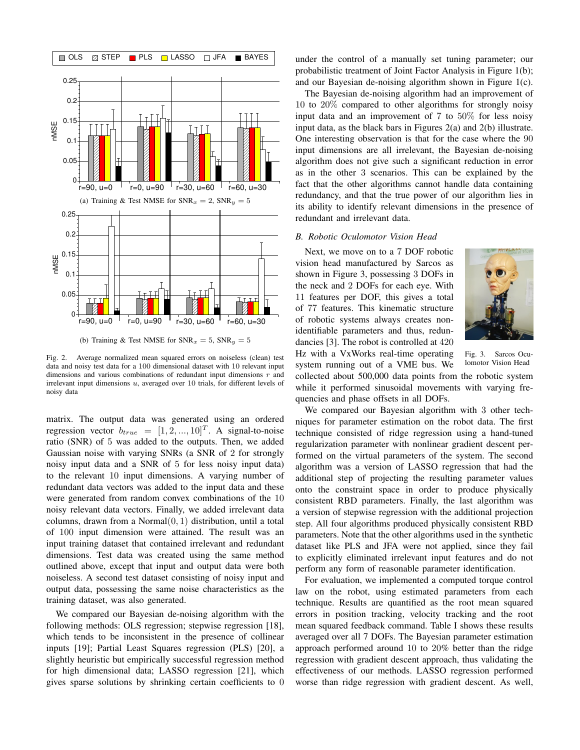(a) Training & Test NMSE for $\mathrm{SNR}_x = 2$, $\mathrm{SNR}_y = 5$

(b) Training & Test NMSE for $\mathrm{SNR}_x = 5$, $\mathrm{SNR}_y = 5$

Fig. 2. Average normalized mean squared errors on noiseless (clean) test data and noisy test data for a 100 dimensional dataset with 10 relevant input dimensions and various combinations of redundant input dimensions $r$ and irrelevant input dimensions $u$, averaged over 10 trials, for different levels of noisy data

matrix. The output data was generated using an ordered regression vector $b_{true} = [1, 2, ..., 10]^T$. A signal-to-noise ratio (SNR) of 5 was added to the outputs. Then, we added Gaussian noise with varying SNRs (a SNR of 2 for strongly noisy input data and a SNR of 5 for less noisy input data) to the relevant 10 input dimensions. A varying number of redundant data vectors was added to the input data and these were generated from random convex combinations of the 10 noisy relevant data vectors. Finally, we added irrelevant data columns, drawn from a Normal$(0, 1)$ distribution, until a total of 100 input dimension were attained. The result was an input training dataset that contained irrelevant and redundant dimensions. Test data was created using the same method outlined above, except that input and output data were both noiseless. A second test dataset consisting of noisy input and output data, possessing the same noise characteristics as the training dataset, was also generated.

We compared our Bayesian de-noising algorithm with the following methods: OLS regression; stepwise regression [18], which tends to be inconsistent in the presence of collinear inputs [19]; Partial Least Squares regression (PLS) [20], a slightly heuristic but empirically successful regression method for high dimensional data; LASSO regression [21], which gives sparse solutions by shrinking certain coefficients to 0 under the control of a manually set tuning parameter; our probabilistic treatment of Joint Factor Analysis in Figure 1(b); and our Bayesian de-noising algorithm shown in Figure 1(c).

The Bayesian de-noising algorithm had an improvement of 10 to 20% compared to other algorithms for strongly noisy input data and an improvement of 7 to 50% for less noisy input data, as the black bars in Figures 2(a) and 2(b) illustrate. One interesting observation is that for the case where the 90 input dimensions are all irrelevant, the Bayesian de-noising algorithm does not give such a significant reduction in error as in the other 3 scenarios. This can be explained by the fact that the other algorithms cannot handle data containing redundancy, and that the true power of our algorithm lies in its ability to identify relevant dimensions in the presence of redundant and irrelevant data.

### B. Robotic Oculomotor Vision Head

Next, we move on to a 7 DOF robotic vision head manufactured by Sarcos as shown in Figure 3, possessing 3 DOFs in the neck and 2 DOFs for each eye. With 11 features per DOF, this gives a total of 77 features. This kinematic structure of robotic systems always creates non-identifiable parameters and thus, redundancies [3]. The robot is controlled at 420 Hz with a VxWorks real-time operating system running out of a VME bus. We collected about 500,000 data points from the robotic system while it performed sinusoidal movements with varying frequencies and phase offsets in all DOFs.

Fig. 3. Sarcos Oculomotor Vision Head

We compared our Bayesian algorithm with 3 other techniques for parameter estimation on the robot data. The first technique consisted of ridge regression using a hand-tuned regularization parameter with nonlinear gradient descent performed on the virtual parameters of the system. The second algorithm was a version of LASSO regression that had the additional step of projecting the resulting parameter values onto the constraint space in order to produce physically consistent RBD parameters. Finally, the last algorithm was a version of stepwise regression with the additional projection step. All four algorithms produced physically consistent RBD parameters. Note that the other algorithms used in the synthetic dataset like PLS and JFA were not applied, since they fail to explicitly eliminated irrelevant input features and do not perform any form of reasonable parameter identification.

For evaluation, we implemented a computed torque control law on the robot, using estimated parameters from each technique. Results are quantified as the root mean squared errors in position tracking, velocity tracking and the root mean squared feedback command. Table I shows these results averaged over all 7 DOFs. The Bayesian parameter estimation approach performed around 10 to 20% better than the ridge regression with gradient descent approach, thus validating the effectiveness of our methods. LASSO regression performed worse than ridge regression with gradient descent. As well,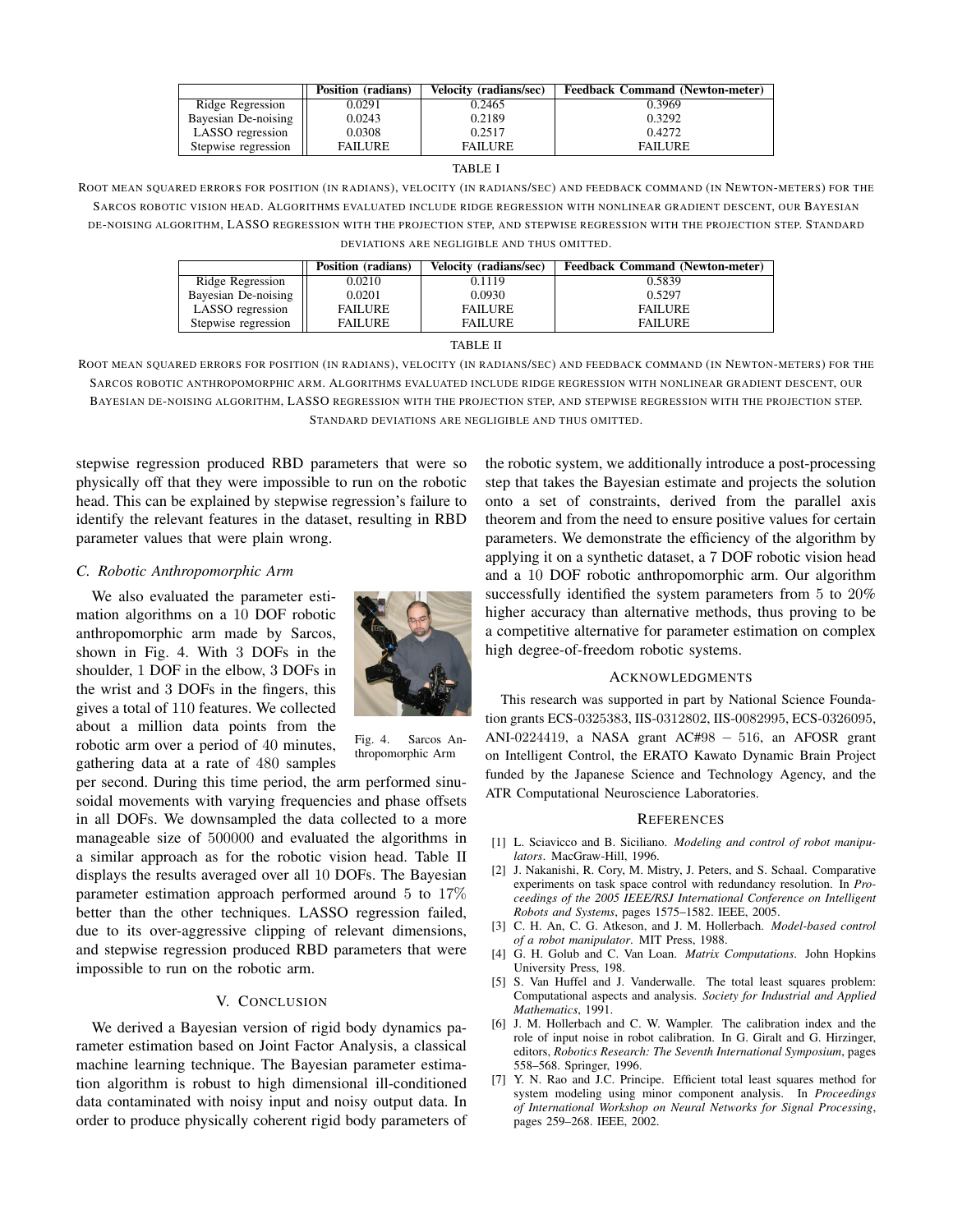|  | Position (radians) | Velocity (radians/sec) | Feedback Command (Newton-meter) |
|---|---|---|---|
| Ridge Regression | 0.0291 | 0.2465 | 0.3969 |
| Bayesian De-noising | 0.0243 | 0.2189 | 0.3292 |
| LASSO regression | 0.0308 | 0.2517 | 0.4272 |
| Stepwise regression | FAILURE | FAILURE | FAILURE |

TABLE I

ROOT MEAN SQUARED ERRORS FOR POSITION (IN RADIANS), VELOCITY (IN RADIANS/SEC) AND FEEDBACK COMMAND (IN NEWTON-METERS) FOR THE SARCOS ROBOTIC VISION HEAD. ALGORITHMS EVALUATED INCLUDE RIDGE REGRESSION WITH NONLINEAR GRADIENT DESCENT, OUR BAYESIAN DE-NOISING ALGORITHM, LASSO REGRESSION WITH THE PROJECTION STEP, AND STEPWISE REGRESSION WITH THE PROJECTION STEP. STANDARD DEVIATIONS ARE NEGLIGIBLE AND THUS OMITTED.

|  | Position (radians) | Velocity (radians/sec) | Feedback Command (Newton-meter) |
|---|---|---|---|
| Ridge Regression | 0.0210 | 0.1119 | 0.5839 |
| Bayesian De-noising | 0.0201 | 0.0930 | 0.5297 |
| LASSO regression | FAILURE | FAILURE | FAILURE |
| Stepwise regression | FAILURE | FAILURE | FAILURE |

TABLE II

ROOT MEAN SQUARED ERRORS FOR POSITION (IN RADIANS), VELOCITY (IN RADIANS/SEC) AND FEEDBACK COMMAND (IN NEWTON-METERS) FOR THE SARCOS ROBOTIC ANTHROPOMORPHIC ARM. ALGORITHMS EVALUATED INCLUDE RIDGE REGRESSION WITH NONLINEAR GRADIENT DESCENT, OUR BAYESIAN DE-NOISING ALGORITHM, LASSO REGRESSION WITH THE PROJECTION STEP, AND STEPWISE REGRESSION WITH THE PROJECTION STEP. STANDARD DEVIATIONS ARE NEGLIGIBLE AND THUS OMITTED.

stepwise regression produced RBD parameters that were so physically off that they were impossible to run on the robotic head. This can be explained by stepwise regression's failure to identify the relevant features in the dataset, resulting in RBD parameter values that were plain wrong.

### C. Robotic Anthropomorphic Arm

We also evaluated the parameter estimation algorithms on a 10 DOF robotic anthropomorphic arm made by Sarcos, shown in Fig. 4. With 3 DOFs in the shoulder, 1 DOF in the elbow, 3 DOFs in the wrist and 3 DOFs in the fingers, this gives a total of 110 features. We collected about a million data points from the robotic arm over a period of 40 minutes, gathering data at a rate of 480 samples per second. During this time period, the arm performed sinusoidal movements with varying frequencies and phase offsets in all DOFs. We downsampled the data collected to a more manageable size of 500000 and evaluated the algorithms in a similar approach as for the robotic vision head. Table II displays the results averaged over all 10 DOFs. The Bayesian parameter estimation approach performed around 5 to 17% better than the other techniques. LASSO regression failed, due to its over-aggressive clipping of relevant dimensions, and stepwise regression produced RBD parameters that were impossible to run on the robotic arm.

Fig. 4. Sarcos Anthropomorphic Arm

## V. CONCLUSION

We derived a Bayesian version of rigid body dynamics parameter estimation based on Joint Factor Analysis, a classical machine learning technique. The Bayesian parameter estimation algorithm is robust to high dimensional ill-conditioned data contaminated with noisy input and noisy output data. In order to produce physically coherent rigid body parameters of the robotic system, we additionally introduce a post-processing step that takes the Bayesian estimate and projects the solution onto a set of constraints, derived from the parallel axis theorem and from the need to ensure positive values for certain parameters. We demonstrate the efficiency of the algorithm by applying it on a synthetic dataset, a 7 DOF robotic vision head and a 10 DOF robotic anthropomorphic arm. Our algorithm successfully identified the system parameters from 5 to 20% higher accuracy than alternative methods, thus proving to be a competitive alternative for parameter estimation on complex high degree-of-freedom robotic systems.

## ACKNOWLEDGMENTS

This research was supported in part by National Science Foundation grants ECS-0325383, IIS-0312802, IIS-0082995, ECS-0326095, ANI-0224419, a NASA grant AC#98 − 516, an AFOSR grant on Intelligent Control, the ERATO Kawato Dynamic Brain Project funded by the Japanese Science and Technology Agency, and the ATR Computational Neuroscience Laboratories.

## REFERENCES

[1] L. Sciavicco and B. Siciliano. *Modeling and control of robot manipulators*. MacGraw-Hill, 1996.

[2] J. Nakanishi, R. Cory, M. Mistry, J. Peters, and S. Schaal. Comparative experiments on task space control with redundancy resolution. In *Proceedings of the 2005 IEEE/RSJ International Conference on Intelligent Robots and Systems*, pages 1575–1582. IEEE, 2005.

[3] C. H. An, C. G. Atkeson, and J. M. Hollerbach. *Model-based control of a robot manipulator*. MIT Press, 1988.

[4] G. H. Golub and C. Van Loan. *Matrix Computations*. John Hopkins University Press, 198.

[5] S. Van Huffel and J. Vanderwalle. The total least squares problem: Computational aspects and analysis. *Society for Industrial and Applied Mathematics*, 1991.

[6] J. M. Hollerbach and C. W. Wampler. The calibration index and the role of input noise in robot calibration. In G. Giralt and G. Hirzinger, editors, *Robotics Research: The Seventh International Symposium*, pages 558–568. Springer, 1996.

[7] Y. N. Rao and J.C. Principe. Efficient total least squares method for system modeling using minor component analysis. In *Proceedings of International Workshop on Neural Networks for Signal Processing*, pages 259–268. IEEE, 2002.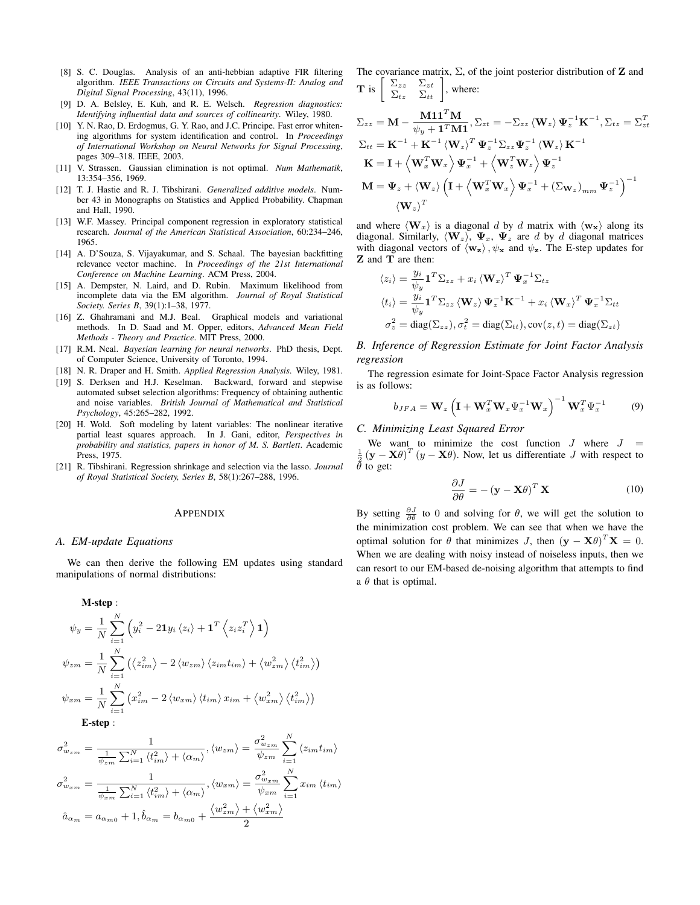[8] S. C. Douglas. Analysis of an anti-hebbian adaptive FIR filtering algorithm. *IEEE Transactions on Circuits and Systems-II: Analog and Digital Signal Processing*, 43(11), 1996.

[9] D. A. Belsley, E. Kuh, and R. E. Welsch. *Regression diagnostics: Identifying influential data and sources of collinearity*. Wiley, 1980.

[10] Y. N. Rao, D. Erdogmus, G. Y. Rao, and J.C. Principe. Fast error whitening algorithms for system identification and control. In *Proceedings of International Workshop on Neural Networks for Signal Processing*, pages 309–318. IEEE, 2003.

[11] V. Strassen. Gaussian elimination is not optimal. *Num Mathematik*, 13:354–356, 1969.

[12] T. J. Hastie and R. J. Tibshirani. *Generalized additive models*. Number 43 in Monographs on Statistics and Applied Probability. Chapman and Hall, 1990.

[13] W.F. Massey. Principal component regression in exploratory statistical research. *Journal of the American Statistical Association*, 60:234–246, 1965.

[14] A. D'Souza, S. Vijayakumar, and S. Schaal. The bayesian backfitting relevance vector machine. In *Proceedings of the 21st International Conference on Machine Learning*. ACM Press, 2004.

[15] A. Dempster, N. Laird, and D. Rubin. Maximum likelihood from incomplete data via the EM algorithm. *Journal of Royal Statistical Society. Series B*, 39(1):1–38, 1977.

[16] Z. Ghahramani and M.J. Beal. Graphical models and variational methods. In D. Saad and M. Opper, editors, *Advanced Mean Field Methods - Theory and Practice*. MIT Press, 2000.

[17] R.M. Neal. *Bayesian learning for neural networks*. PhD thesis, Dept. of Computer Science, University of Toronto, 1994.

[18] N. R. Draper and H. Smith. *Applied Regression Analysis*. Wiley, 1981.

[19] S. Derksen and H.J. Keselman. Backward, forward and stepwise automated subset selection algorithms: Frequency of obtaining authentic and noise variables. *British Journal of Mathematical and Statistical Psychology*, 45:265–282, 1992.

[20] H. Wold. Soft modeling by latent variables: The nonlinear iterative partial least squares approach. In J. Gani, editor, *Perspectives in probability and statistics, papers in honor of M. S. Bartlett*. Academic Press, 1975.

[21] R. Tibshirani. Regression shrinkage and selection via the lasso. *Journal of Royal Statistical Society, Series B*, 58(1):267–288, 1996.

## APPENDIX

### A. EM-update Equations

We can then derive the following EM updates using standard manipulations of normal distributions:

**M-step** :

$$\psi_y = \frac{1}{N}\sum_{i=1}^{N}\left(y_i^2 - 2\mathbf{1}y_i\langle z_i\rangle + \mathbf{1}^T\left\langle z_i z_i^T\right\rangle\mathbf{1}\right)$$

$$\psi_{zm} = \frac{1}{N}\sum_{i=1}^{N}\left(\left\langle z_{im}^2\right\rangle - 2\left\langle w_{zm}\right\rangle\left\langle z_{im}t_{im}\right\rangle + \left\langle w_{zm}^2\right\rangle\left\langle t_{im}^2\right\rangle\right)$$

$$\psi_{xm} = \frac{1}{N}\sum_{i=1}^{N}\left(x_{im}^2 - 2\left\langle w_{xm}\right\rangle\left\langle t_{im}\right\rangle x_{im} + \left\langle w_{xm}^2\right\rangle\left\langle t_{im}^2\right\rangle\right)$$

**E-step** :

$$\sigma_{w_{zm}}^2 = \frac{1}{\frac{1}{\psi_{zm}}\sum_{i=1}^{N}\left\langle t_{im}^2\right\rangle + \left\langle\alpha_m\right\rangle}, \left\langle w_{zm}\right\rangle = \frac{\sigma_{w_{zm}}^2}{\psi_{zm}}\sum_{i=1}^{N}\left\langle z_{im}t_{im}\right\rangle$$

$$\sigma_{w_{xm}}^2 = \frac{1}{\frac{1}{\psi_{xm}}\sum_{i=1}^{N}\left\langle t_{im}^2\right\rangle + \left\langle\alpha_m\right\rangle}, \left\langle w_{xm}\right\rangle = \frac{\sigma_{w_{xm}}^2}{\psi_{xm}}\sum_{i=1}^{N}x_{im}\left\langle t_{im}\right\rangle$$

$$\hat{a}_{\alpha_m} = a_{\alpha_{m0}} + 1, \hat{b}_{\alpha_m} = b_{\alpha_{m0}} + \frac{\left\langle w_{zm}^2\right\rangle + \left\langle w_{xm}^2\right\rangle}{2}$$

The covariance matrix, $\Sigma$, of the joint posterior distribution of $\mathbf{Z}$ and $\mathbf{T}$ is $\begin{bmatrix}\Sigma_{zz} & \Sigma_{zt}\\ \Sigma_{tz} & \Sigma_{tt}\end{bmatrix}$, where:

$$\Sigma_{zz} = \mathbf{M} - \frac{\mathbf{M}\mathbf{1}\mathbf{1}^T\mathbf{M}}{\psi_y + \mathbf{1}^T\mathbf{M}\mathbf{1}}, \Sigma_{zt} = -\Sigma_{zz}\left\langle\mathbf{W}_z\right\rangle\mathbf{\Psi}_z^{-1}\mathbf{K}^{-1}, \Sigma_{tz} = \Sigma_{zt}^T$$

$$\Sigma_{tt} = \mathbf{K}^{-1} + \mathbf{K}^{-1}\left\langle\mathbf{W}_z\right\rangle^T\mathbf{\Psi}_z^{-1}\Sigma_{zz}\mathbf{\Psi}_z^{-1}\left\langle\mathbf{W}_z\right\rangle\mathbf{K}^{-1}$$

$$\mathbf{K} = \mathbf{I} + \left\langle\mathbf{W}_x^T\mathbf{W}_x\right\rangle\mathbf{\Psi}_x^{-1} + \left\langle\mathbf{W}_z^T\mathbf{W}_z\right\rangle\mathbf{\Psi}_z^{-1}$$

$$\mathbf{M} = \mathbf{\Psi}_z + \left\langle\mathbf{W}_z\right\rangle\left(\mathbf{I} + \left\langle\mathbf{W}_x^T\mathbf{W}_x\right\rangle\mathbf{\Psi}_x^{-1} + \left(\Sigma_{\mathbf{W}_z}\right)_{mm}\mathbf{\Psi}_z^{-1}\right)^{-1}\left\langle\mathbf{W}_z\right\rangle^T$$

and where $\left\langle\mathbf{W}_x\right\rangle$ is a diagonal $d$ by $d$ matrix with $\left\langle\mathbf{w_x}\right\rangle$ along its diagonal. Similarly, $\left\langle\mathbf{W}_z\right\rangle$, $\mathbf{\Psi}_x$, $\mathbf{\Psi}_z$ are $d$ by $d$ diagonal matrices with diagonal vectors of $\left\langle\mathbf{w_z}\right\rangle, \psi_\mathbf{x}$ and $\psi_\mathbf{z}$. The E-step updates for $\mathbf{Z}$ and $\mathbf{T}$ are then:

$$\langle z_i\rangle = \frac{y_i}{\psi_y}\mathbf{1}^T\Sigma_{zz} + x_i\left\langle\mathbf{W}_x\right\rangle^T\mathbf{\Psi}_x^{-1}\Sigma_{tz}$$

$$\langle t_i\rangle = \frac{y_i}{\psi_y}\mathbf{1}^T\Sigma_{zz}\left\langle\mathbf{W}_z\right\rangle\mathbf{\Psi}_z^{-1}\mathbf{K}^{-1} + x_i\left\langle\mathbf{W}_x\right\rangle^T\mathbf{\Psi}_x^{-1}\Sigma_{tt}$$

$$\sigma_z^2 = \mathrm{diag}(\Sigma_{zz}), \sigma_t^2 = \mathrm{diag}(\Sigma_{tt}), \mathrm{cov}(z,t) = \mathrm{diag}(\Sigma_{zt})$$

### B. Inference of Regression Estimate for Joint Factor Analysis regression

The regression esimate for Joint-Space Factor Analysis regression is as follows:

$$b_{JFA} = \mathbf{W}_z\left(\mathbf{I} + \mathbf{W}_x^T\mathbf{W}_x\Psi_x^{-1}\mathbf{W}_x\right)^{-1}\mathbf{W}_x^T\Psi_x^{-1} \tag{9}$$

### C. Minimizing Least Squared Error

We want to minimize the cost function $J$ where $J = \frac{1}{2}\left(\mathbf{y} - \mathbf{X}\theta\right)^T\left(y - \mathbf{X}\theta\right)$. Now, let us differentiate $J$ with respect to $\theta$ to get:

$$\frac{\partial J}{\partial\theta} = -\left(\mathbf{y} - \mathbf{X}\theta\right)^T\mathbf{X} \tag{10}$$

By setting $\frac{\partial J}{\partial\theta}$ to 0 and solving for $\theta$, we will get the solution to the minimization cost problem. We can see that when we have the optimal solution for $\theta$ that minimizes $J$, then $(\mathbf{y} - \mathbf{X}\theta)^T\mathbf{X} = 0$. When we are dealing with noisy instead of noiseless inputs, then we can resort to our EM-based de-noising algorithm that attempts to find a $\theta$ that is optimal.